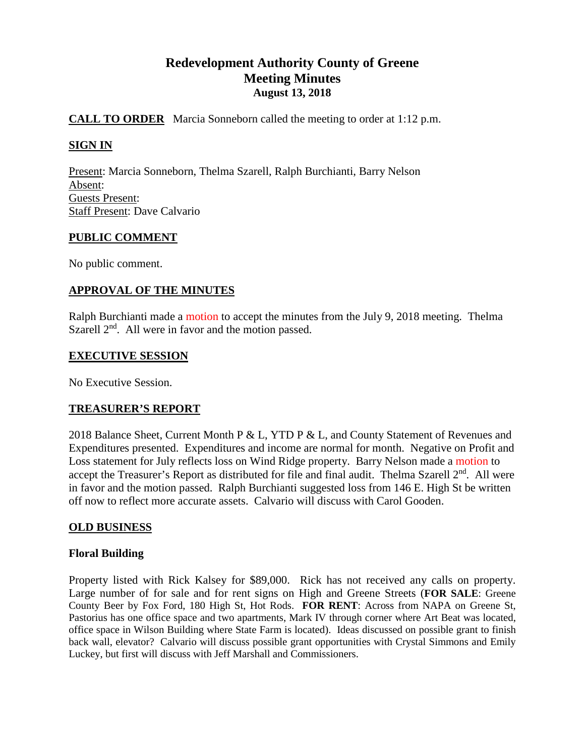# Redevelopment Authority County of Greene
## Meeting Minutes
### August 13, 2018

**CALL TO ORDER** Marcia Sonneborn called the meeting to order at 1:12 p.m.

**SIGN IN**

Present: Marcia Sonneborn, Thelma Szarell, Ralph Burchianti, Barry Nelson
Absent:
Guests Present:
Staff Present: Dave Calvario

**PUBLIC COMMENT**

No public comment.

**APPROVAL OF THE MINUTES**

Ralph Burchianti made a motion to accept the minutes from the July 9, 2018 meeting. Thelma Szarell 2nd. All were in favor and the motion passed.

**EXECUTIVE SESSION**

No Executive Session.

**TREASURER'S REPORT**

2018 Balance Sheet, Current Month P & L, YTD P & L, and County Statement of Revenues and Expenditures presented. Expenditures and income are normal for month. Negative on Profit and Loss statement for July reflects loss on Wind Ridge property. Barry Nelson made a motion to accept the Treasurer's Report as distributed for file and final audit. Thelma Szarell 2nd. All were in favor and the motion passed. Ralph Burchianti suggested loss from 146 E. High St be written off now to reflect more accurate assets. Calvario will discuss with Carol Gooden.

**OLD BUSINESS**

**Floral Building**

Property listed with Rick Kalsey for $89,000. Rick has not received any calls on property. Large number of for sale and for rent signs on High and Greene Streets (**FOR SALE**: Greene County Beer by Fox Ford, 180 High St, Hot Rods. **FOR RENT**: Across from NAPA on Greene St, Pastorius has one office space and two apartments, Mark IV through corner where Art Beat was located, office space in Wilson Building where State Farm is located). Ideas discussed on possible grant to finish back wall, elevator? Calvario will discuss possible grant opportunities with Crystal Simmons and Emily Luckey, but first will discuss with Jeff Marshall and Commissioners.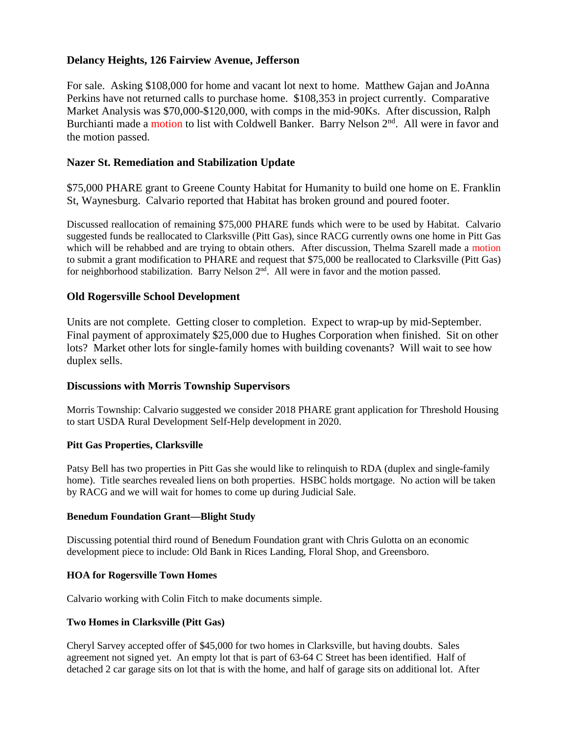### Delancy Heights, 126 Fairview Avenue, Jefferson

For sale. Asking $108,000 for home and vacant lot next to home. Matthew Gajan and JoAnna Perkins have not returned calls to purchase home. $108,353 in project currently. Comparative Market Analysis was $70,000-$120,000, with comps in the mid-90Ks. After discussion, Ralph Burchianti made a motion to list with Coldwell Banker. Barry Nelson 2nd. All were in favor and the motion passed.

### Nazer St. Remediation and Stabilization Update

$75,000 PHARE grant to Greene County Habitat for Humanity to build one home on E. Franklin St, Waynesburg. Calvario reported that Habitat has broken ground and poured footer.

Discussed reallocation of remaining $75,000 PHARE funds which were to be used by Habitat. Calvario suggested funds be reallocated to Clarksville (Pitt Gas), since RACG currently owns one home in Pitt Gas which will be rehabbed and are trying to obtain others. After discussion, Thelma Szarell made a motion to submit a grant modification to PHARE and request that $75,000 be reallocated to Clarksville (Pitt Gas) for neighborhood stabilization. Barry Nelson 2nd. All were in favor and the motion passed.

### Old Rogersville School Development

Units are not complete. Getting closer to completion. Expect to wrap-up by mid-September. Final payment of approximately $25,000 due to Hughes Corporation when finished. Sit on other lots? Market other lots for single-family homes with building covenants? Will wait to see how duplex sells.

### Discussions with Morris Township Supervisors

Morris Township: Calvario suggested we consider 2018 PHARE grant application for Threshold Housing to start USDA Rural Development Self-Help development in 2020.

#### Pitt Gas Properties, Clarksville

Patsy Bell has two properties in Pitt Gas she would like to relinquish to RDA (duplex and single-family home). Title searches revealed liens on both properties. HSBC holds mortgage. No action will be taken by RACG and we will wait for homes to come up during Judicial Sale.

#### Benedum Foundation Grant—Blight Study

Discussing potential third round of Benedum Foundation grant with Chris Gulotta on an economic development piece to include: Old Bank in Rices Landing, Floral Shop, and Greensboro.

#### HOA for Rogersville Town Homes

Calvario working with Colin Fitch to make documents simple.

#### Two Homes in Clarksville (Pitt Gas)

Cheryl Sarvey accepted offer of $45,000 for two homes in Clarksville, but having doubts. Sales agreement not signed yet. An empty lot that is part of 63-64 C Street has been identified. Half of detached 2 car garage sits on lot that is with the home, and half of garage sits on additional lot. After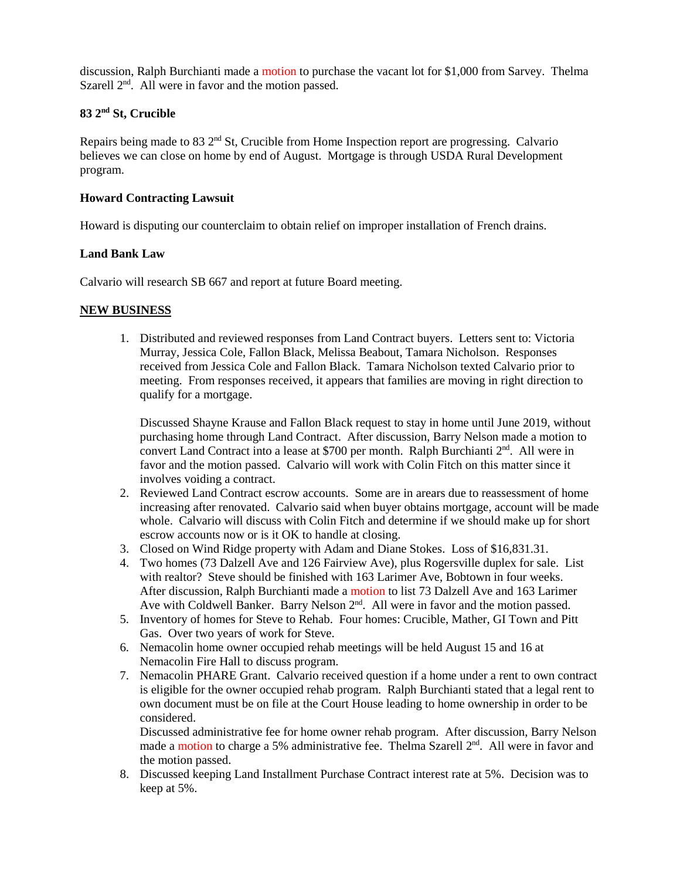discussion, Ralph Burchianti made a motion to purchase the vacant lot for $1,000 from Sarvey. Thelma Szarell 2nd. All were in favor and the motion passed.

### 83 2nd St, Crucible

Repairs being made to 83 2nd St, Crucible from Home Inspection report are progressing. Calvario believes we can close on home by end of August. Mortgage is through USDA Rural Development program.

### Howard Contracting Lawsuit

Howard is disputing our counterclaim to obtain relief on improper installation of French drains.

### Land Bank Law

Calvario will research SB 667 and report at future Board meeting.

## NEW BUSINESS

1. Distributed and reviewed responses from Land Contract buyers. Letters sent to: Victoria Murray, Jessica Cole, Fallon Black, Melissa Beabout, Tamara Nicholson. Responses received from Jessica Cole and Fallon Black. Tamara Nicholson texted Calvario prior to meeting. From responses received, it appears that families are moving in right direction to qualify for a mortgage.

   Discussed Shayne Krause and Fallon Black request to stay in home until June 2019, without purchasing home through Land Contract. After discussion, Barry Nelson made a motion to convert Land Contract into a lease at $700 per month. Ralph Burchianti 2nd. All were in favor and the motion passed. Calvario will work with Colin Fitch on this matter since it involves voiding a contract.
2. Reviewed Land Contract escrow accounts. Some are in arears due to reassessment of home increasing after renovated. Calvario said when buyer obtains mortgage, account will be made whole. Calvario will discuss with Colin Fitch and determine if we should make up for short escrow accounts now or is it OK to handle at closing.
3. Closed on Wind Ridge property with Adam and Diane Stokes. Loss of $16,831.31.
4. Two homes (73 Dalzell Ave and 126 Fairview Ave), plus Rogersville duplex for sale. List with realtor? Steve should be finished with 163 Larimer Ave, Bobtown in four weeks. After discussion, Ralph Burchianti made a motion to list 73 Dalzell Ave and 163 Larimer Ave with Coldwell Banker. Barry Nelson 2nd. All were in favor and the motion passed.
5. Inventory of homes for Steve to Rehab. Four homes: Crucible, Mather, GI Town and Pitt Gas. Over two years of work for Steve.
6. Nemacolin home owner occupied rehab meetings will be held August 15 and 16 at Nemacolin Fire Hall to discuss program.
7. Nemacolin PHARE Grant. Calvario received question if a home under a rent to own contract is eligible for the owner occupied rehab program. Ralph Burchianti stated that a legal rent to own document must be on file at the Court House leading to home ownership in order to be considered.

   Discussed administrative fee for home owner rehab program. After discussion, Barry Nelson made a motion to charge a 5% administrative fee. Thelma Szarell 2nd. All were in favor and the motion passed.
8. Discussed keeping Land Installment Purchase Contract interest rate at 5%. Decision was to keep at 5%.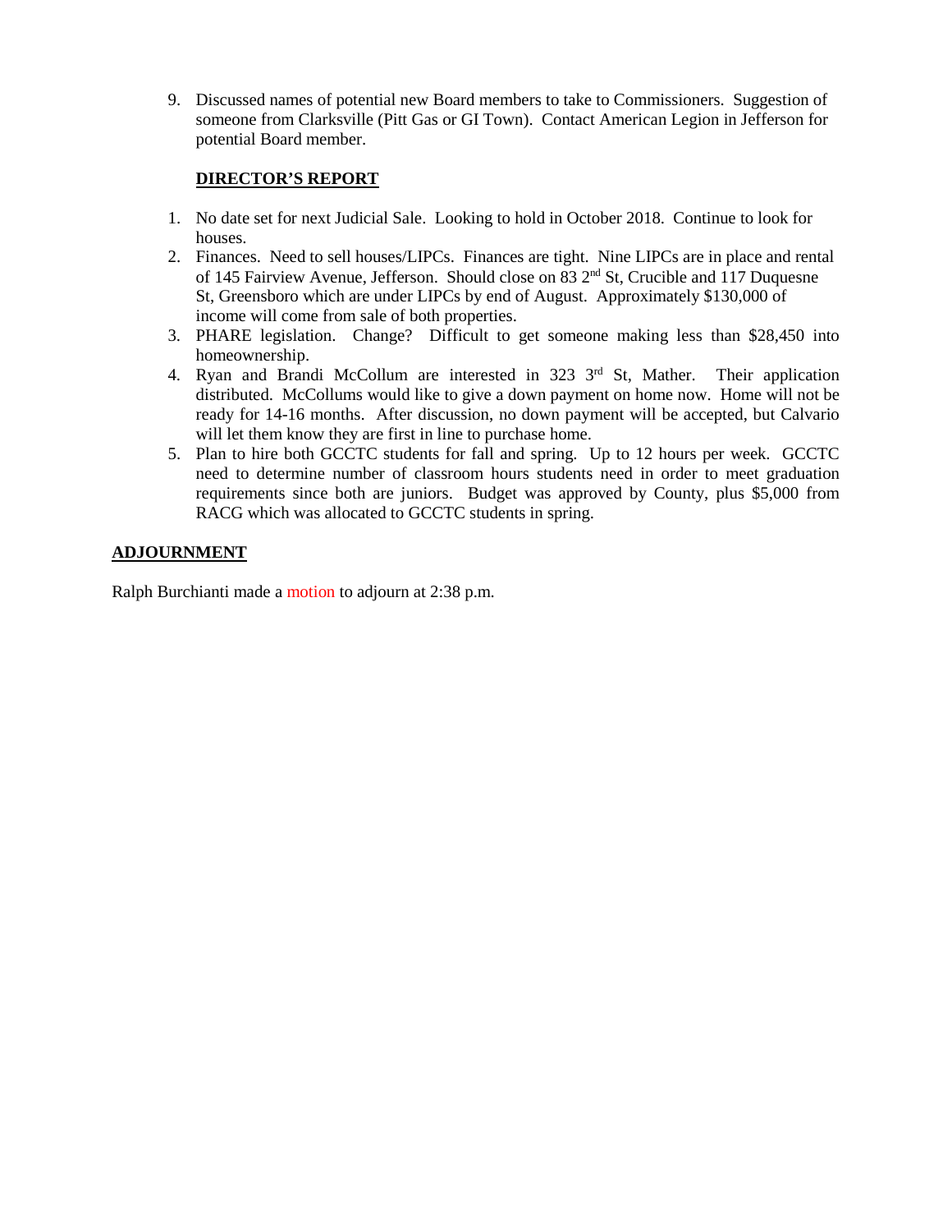9. Discussed names of potential new Board members to take to Commissioners. Suggestion of someone from Clarksville (Pitt Gas or GI Town). Contact American Legion in Jefferson for potential Board member.

**DIRECTOR'S REPORT**

1. No date set for next Judicial Sale. Looking to hold in October 2018. Continue to look for houses.
2. Finances. Need to sell houses/LIPCs. Finances are tight. Nine LIPCs are in place and rental of 145 Fairview Avenue, Jefferson. Should close on 83 2nd St, Crucible and 117 Duquesne St, Greensboro which are under LIPCs by end of August. Approximately $130,000 of income will come from sale of both properties.
3. PHARE legislation. Change? Difficult to get someone making less than $28,450 into homeownership.
4. Ryan and Brandi McCollum are interested in 323 3rd St, Mather. Their application distributed. McCollums would like to give a down payment on home now. Home will not be ready for 14-16 months. After discussion, no down payment will be accepted, but Calvario will let them know they are first in line to purchase home.
5. Plan to hire both GCCTC students for fall and spring. Up to 12 hours per week. GCCTC need to determine number of classroom hours students need in order to meet graduation requirements since both are juniors. Budget was approved by County, plus $5,000 from RACG which was allocated to GCCTC students in spring.

**ADJOURNMENT**

Ralph Burchianti made a motion to adjourn at 2:38 p.m.